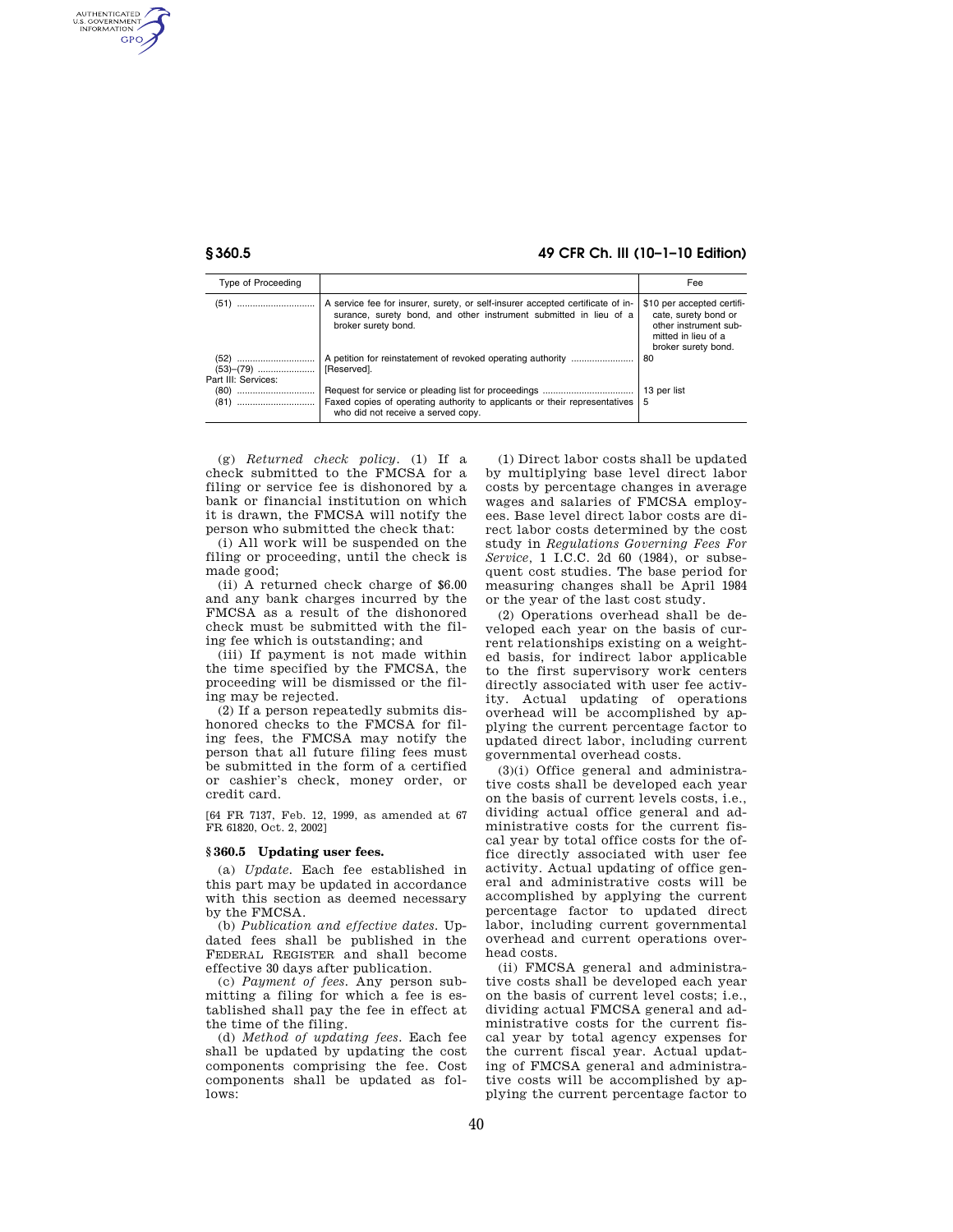| Type of Proceeding | | Fee |
|---|---|---|
| (51) | A service fee for insurer, surety, or self-insurer accepted certificate of insurance, surety bond, and other instrument submitted in lieu of a broker surety bond. | $10 per accepted certificate, surety bond or other instrument submitted in lieu of a broker surety bond. |
| (52) | A petition for reinstatement of revoked operating authority | 80 |
| (53)–(79) | [Reserved]. | |
| Part III: Services: | | |
| (80) | Request for service or pleading list for proceedings | 13 per list |
| (81) | Faxed copies of operating authority to applicants or their representatives who did not receive a served copy. | 5 |

(g) *Returned check policy.* (1) If a check submitted to the FMCSA for a filing or service fee is dishonored by a bank or financial institution on which it is drawn, the FMCSA will notify the person who submitted the check that:

(i) All work will be suspended on the filing or proceeding, until the check is made good;

(ii) A returned check charge of $6.00 and any bank charges incurred by the FMCSA as a result of the dishonored check must be submitted with the filing fee which is outstanding; and

(iii) If payment is not made within the time specified by the FMCSA, the proceeding will be dismissed or the filing may be rejected.

(2) If a person repeatedly submits dishonored checks to the FMCSA for filing fees, the FMCSA may notify the person that all future filing fees must be submitted in the form of a certified or cashier's check, money order, or credit card.

[64 FR 7137, Feb. 12, 1999, as amended at 67 FR 61820, Oct. 2, 2002]

## § 360.5 Updating user fees.

(a) *Update.* Each fee established in this part may be updated in accordance with this section as deemed necessary by the FMCSA.

(b) *Publication and effective dates.* Updated fees shall be published in the FEDERAL REGISTER and shall become effective 30 days after publication.

(c) *Payment of fees.* Any person submitting a filing for which a fee is established shall pay the fee in effect at the time of the filing.

(d) *Method of updating fees.* Each fee shall be updated by updating the cost components comprising the fee. Cost components shall be updated as follows:

(1) Direct labor costs shall be updated by multiplying base level direct labor costs by percentage changes in average wages and salaries of FMCSA employees. Base level direct labor costs are direct labor costs determined by the cost study in *Regulations Governing Fees For Service*, 1 I.C.C. 2d 60 (1984), or subsequent cost studies. The base period for measuring changes shall be April 1984 or the year of the last cost study.

(2) Operations overhead shall be developed each year on the basis of current relationships existing on a weighted basis, for indirect labor applicable to the first supervisory work centers directly associated with user fee activity. Actual updating of operations overhead will be accomplished by applying the current percentage factor to updated direct labor, including current governmental overhead costs.

(3)(i) Office general and administrative costs shall be developed each year on the basis of current levels costs, i.e., dividing actual office general and administrative costs for the current fiscal year by total office costs for the office directly associated with user fee activity. Actual updating of office general and administrative costs will be accomplished by applying the current percentage factor to updated direct labor, including current governmental overhead and current operations overhead costs.

(ii) FMCSA general and administrative costs shall be developed each year on the basis of current level costs; i.e., dividing actual FMCSA general and administrative costs for the current fiscal year by total agency expenses for the current fiscal year. Actual updating of FMCSA general and administrative costs will be accomplished by applying the current percentage factor to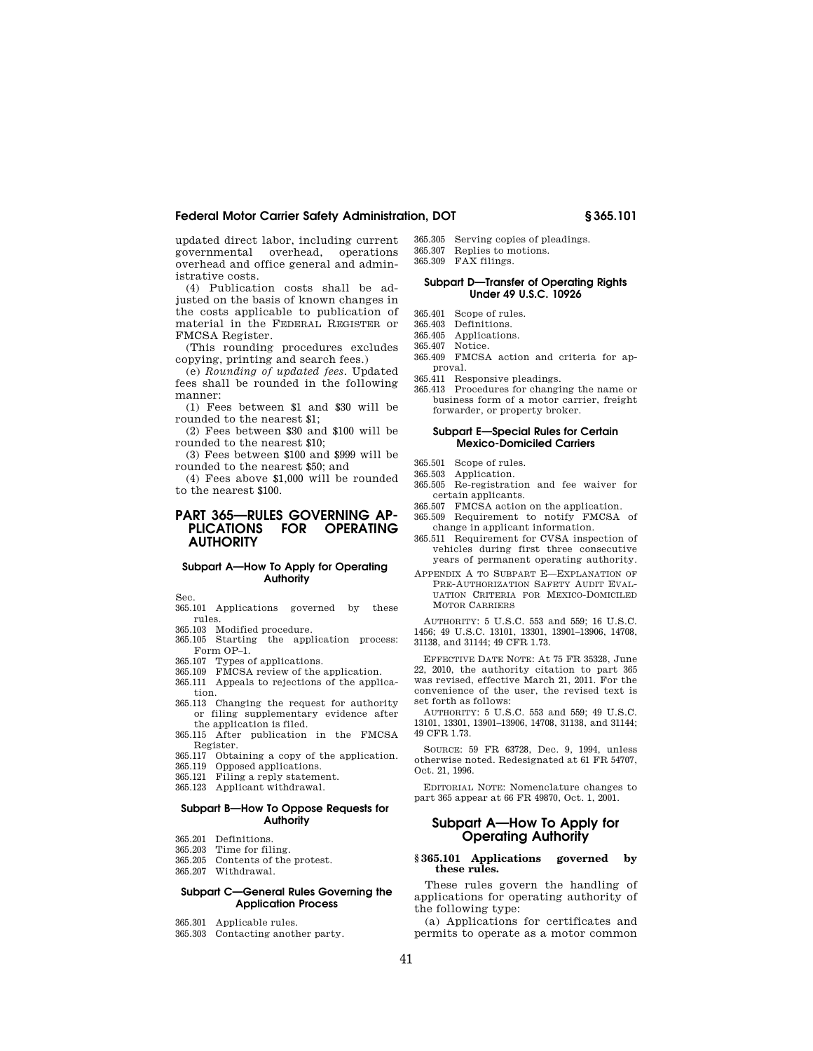updated direct labor, including current governmental overhead, operations overhead and office general and administrative costs.

(4) Publication costs shall be adjusted on the basis of known changes in the costs applicable to publication of material in the FEDERAL REGISTER or FMCSA Register.

(This rounding procedures excludes copying, printing and search fees.)

(e) *Rounding of updated fees.* Updated fees shall be rounded in the following manner:

(1) Fees between $1 and $30 will be rounded to the nearest $1;

(2) Fees between $30 and $100 will be rounded to the nearest $10;

(3) Fees between $100 and $999 will be rounded to the nearest $50; and

(4) Fees above $1,000 will be rounded to the nearest $100.

# PART 365—RULES GOVERNING APPLICATIONS FOR OPERATING AUTHORITY

### Subpart A—How To Apply for Operating Authority

Sec.

365.101 Applications governed by these rules.
365.103 Modified procedure.
365.105 Starting the application process: Form OP–1.
365.107 Types of applications.
365.109 FMCSA review of the application.
365.111 Appeals to rejections of the application.
365.113 Changing the request for authority or filing supplementary evidence after the application is filed.
365.115 After publication in the FMCSA Register.
365.117 Obtaining a copy of the application.
365.119 Opposed applications.
365.121 Filing a reply statement.
365.123 Applicant withdrawal.

### Subpart B—How To Oppose Requests for Authority

365.201 Definitions.
365.203 Time for filing.
365.205 Contents of the protest.
365.207 Withdrawal.

### Subpart C—General Rules Governing the Application Process

365.301 Applicable rules.
365.303 Contacting another party.
365.305 Serving copies of pleadings.
365.307 Replies to motions.
365.309 FAX filings.

### Subpart D—Transfer of Operating Rights Under 49 U.S.C. 10926

365.401 Scope of rules.
365.403 Definitions.
365.405 Applications.
365.407 Notice.
365.409 FMCSA action and criteria for approval.
365.411 Responsive pleadings.
365.413 Procedures for changing the name or business form of a motor carrier, freight forwarder, or property broker.

### Subpart E—Special Rules for Certain Mexico-Domiciled Carriers

365.501 Scope of rules.
365.503 Application.
365.505 Re-registration and fee waiver for certain applicants.
365.507 FMCSA action on the application.
365.509 Requirement to notify FMCSA of change in applicant information.
365.511 Requirement for CVSA inspection of vehicles during first three consecutive years of permanent operating authority.

APPENDIX A TO SUBPART E—EXPLANATION OF PRE-AUTHORIZATION SAFETY AUDIT EVALUATION CRITERIA FOR MEXICO-DOMICILED MOTOR CARRIERS

AUTHORITY: 5 U.S.C. 553 and 559; 16 U.S.C. 1456; 49 U.S.C. 13101, 13301, 13901–13906, 14708, 31138, and 31144; 49 CFR 1.73.

EFFECTIVE DATE NOTE: At 75 FR 35328, June 22, 2010, the authority citation to part 365 was revised, effective March 21, 2011. For the convenience of the user, the revised text is set forth as follows:

AUTHORITY: 5 U.S.C. 553 and 559; 49 U.S.C. 13101, 13301, 13901–13906, 14708, 31138, and 31144; 49 CFR 1.73.

SOURCE: 59 FR 63728, Dec. 9, 1994, unless otherwise noted. Redesignated at 61 FR 54707, Oct. 21, 1996.

EDITORIAL NOTE: Nomenclature changes to part 365 appear at 66 FR 49870, Oct. 1, 2001.

## Subpart A—How To Apply for Operating Authority

**§ 365.101 Applications governed by these rules.**

These rules govern the handling of applications for operating authority of the following type:

(a) Applications for certificates and permits to operate as a motor common